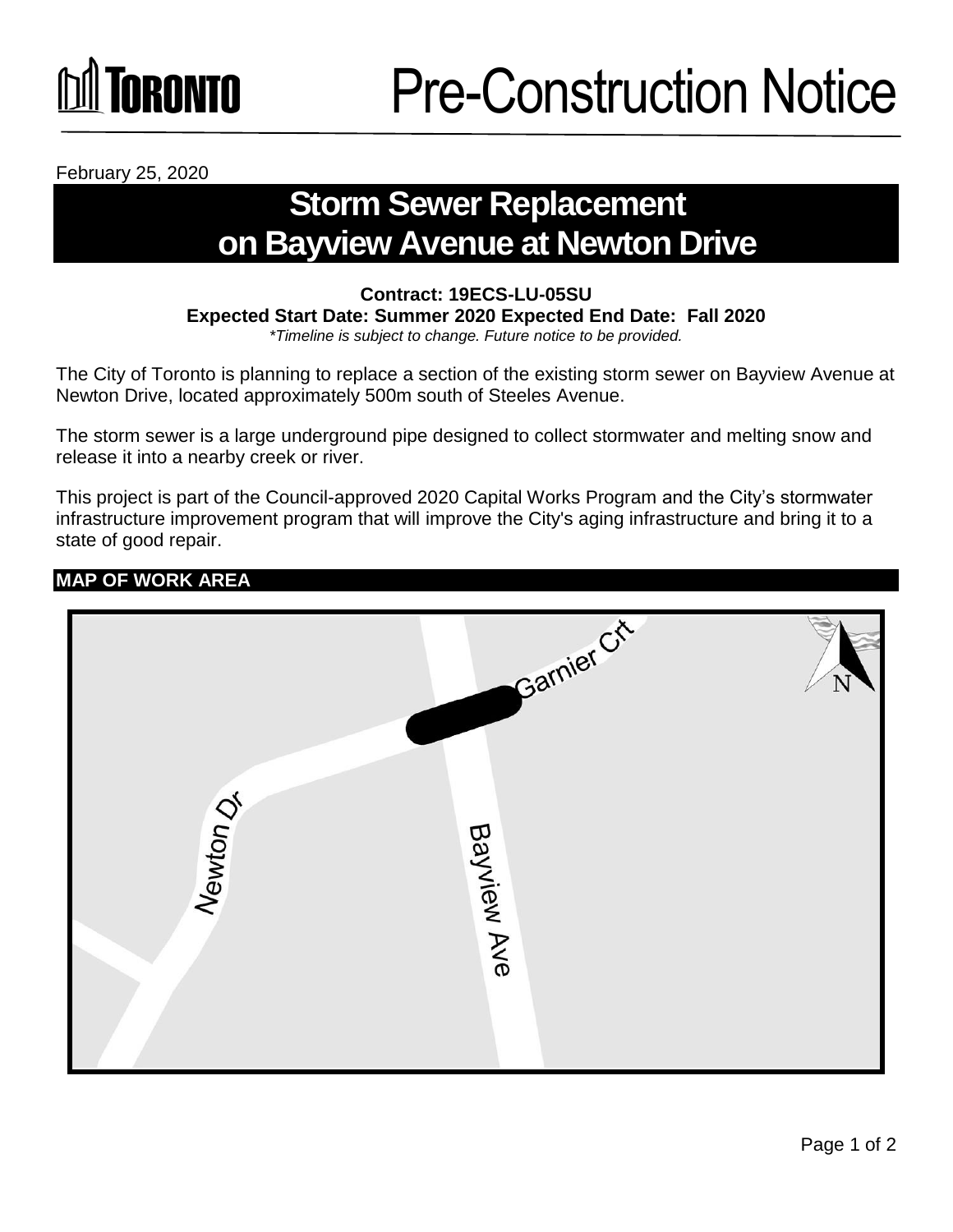# Pre-Construction Notice

February 25, 2020

## Storm Sewer Replacement on Bayview Avenue at Newton Drive

**Contract: 19ECS-LU-05SU**
**Expected Start Date: Summer 2020 Expected End Date: Fall 2020**
*\*Timeline is subject to change. Future notice to be provided.*

The City of Toronto is planning to replace a section of the existing storm sewer on Bayview Avenue at Newton Drive, located approximately 500m south of Steeles Avenue.

The storm sewer is a large underground pipe designed to collect stormwater and melting snow and release it into a nearby creek or river.

This project is part of the Council-approved 2020 Capital Works Program and the City's stormwater infrastructure improvement program that will improve the City's aging infrastructure and bring it to a state of good repair.

### MAP OF WORK AREA

Garnier Crt

Newton Dr

Bayview Ave

N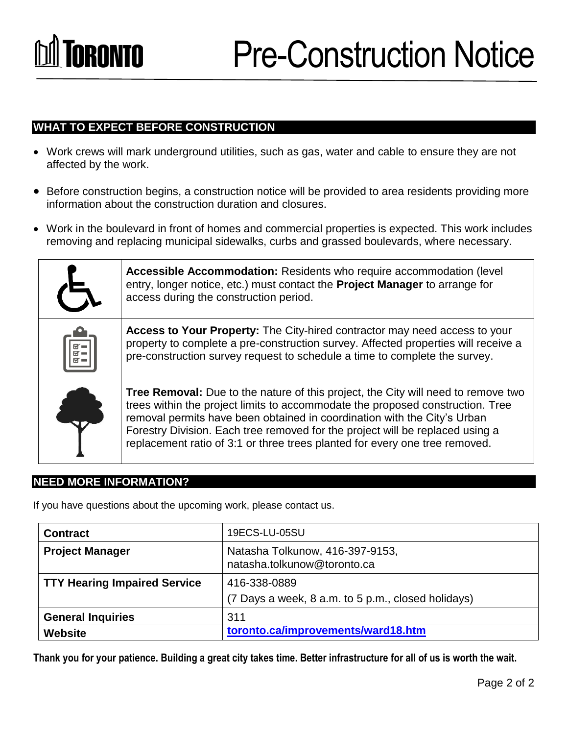# TORONTO Pre-Construction Notice

## WHAT TO EXPECT BEFORE CONSTRUCTION

- Work crews will mark underground utilities, such as gas, water and cable to ensure they are not affected by the work.
- Before construction begins, a construction notice will be provided to area residents providing more information about the construction duration and closures.
- Work in the boulevard in front of homes and commercial properties is expected. This work includes removing and replacing municipal sidewalks, curbs and grassed boulevards, where necessary.

| | |
|---|---|
| | **Accessible Accommodation:** Residents who require accommodation (level entry, longer notice, etc.) must contact the **Project Manager** to arrange for access during the construction period. |
| | **Access to Your Property:** The City-hired contractor may need access to your property to complete a pre-construction survey. Affected properties will receive a pre-construction survey request to schedule a time to complete the survey. |
| | **Tree Removal:** Due to the nature of this project, the City will need to remove two trees within the project limits to accommodate the proposed construction. Tree removal permits have been obtained in coordination with the City's Urban Forestry Division. Each tree removed for the project will be replaced using a replacement ratio of 3:1 or three trees planted for every one tree removed. |

## NEED MORE INFORMATION?

If you have questions about the upcoming work, please contact us.

| | |
|---|---|
| **Contract** | 19ECS-LU-05SU |
| **Project Manager** | Natasha Tolkunow, 416-397-9153, natasha.tolkunow@toronto.ca |
| **TTY Hearing Impaired Service** | 416-338-0889 (7 Days a week, 8 a.m. to 5 p.m., closed holidays) |
| **General Inquiries** | 311 |
| **Website** | toronto.ca/improvements/ward18.htm |

**Thank you for your patience. Building a great city takes time. Better infrastructure for all of us is worth the wait.**